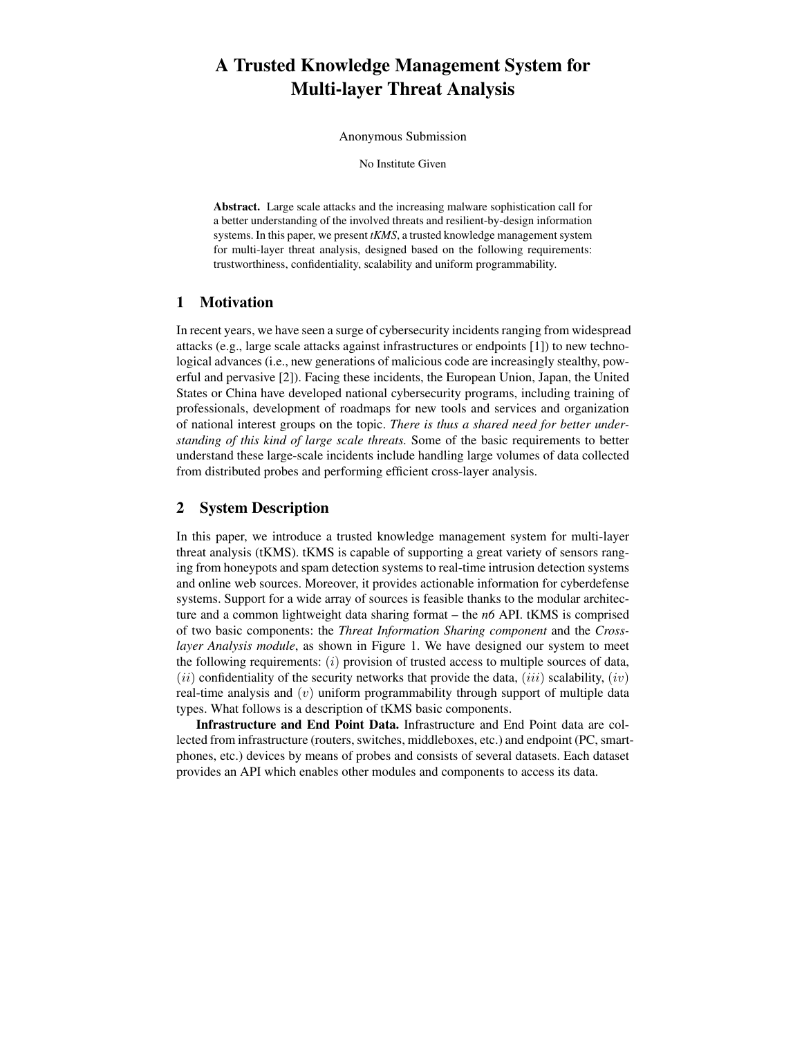# A Trusted Knowledge Management System for Multi-layer Threat Analysis

Anonymous Submission

No Institute Given

**Abstract.** Large scale attacks and the increasing malware sophistication call for a better understanding of the involved threats and resilient-by-design information systems. In this paper, we present *tKMS*, a trusted knowledge management system for multi-layer threat analysis, designed based on the following requirements: trustworthiness, confidentiality, scalability and uniform programmability.

## 1 Motivation

In recent years, we have seen a surge of cybersecurity incidents ranging from widespread attacks (e.g., large scale attacks against infrastructures or endpoints [1]) to new technological advances (i.e., new generations of malicious code are increasingly stealthy, powerful and pervasive [2]). Facing these incidents, the European Union, Japan, the United States or China have developed national cybersecurity programs, including training of professionals, development of roadmaps for new tools and services and organization of national interest groups on the topic. *There is thus a shared need for better understanding of this kind of large scale threats.* Some of the basic requirements to better understand these large-scale incidents include handling large volumes of data collected from distributed probes and performing efficient cross-layer analysis.

## 2 System Description

In this paper, we introduce a trusted knowledge management system for multi-layer threat analysis (tKMS). tKMS is capable of supporting a great variety of sensors ranging from honeypots and spam detection systems to real-time intrusion detection systems and online web sources. Moreover, it provides actionable information for cyberdefense systems. Support for a wide array of sources is feasible thanks to the modular architecture and a common lightweight data sharing format – the *n6* API. tKMS is comprised of two basic components: the *Threat Information Sharing component* and the *Cross-layer Analysis module*, as shown in Figure 1. We have designed our system to meet the following requirements: $(i)$ provision of trusted access to multiple sources of data, $(ii)$ confidentiality of the security networks that provide the data, $(iii)$ scalability, $(iv)$ real-time analysis and $(v)$ uniform programmability through support of multiple data types. What follows is a description of tKMS basic components.

**Infrastructure and End Point Data.** Infrastructure and End Point data are collected from infrastructure (routers, switches, middleboxes, etc.) and endpoint (PC, smartphones, etc.) devices by means of probes and consists of several datasets. Each dataset provides an API which enables other modules and components to access its data.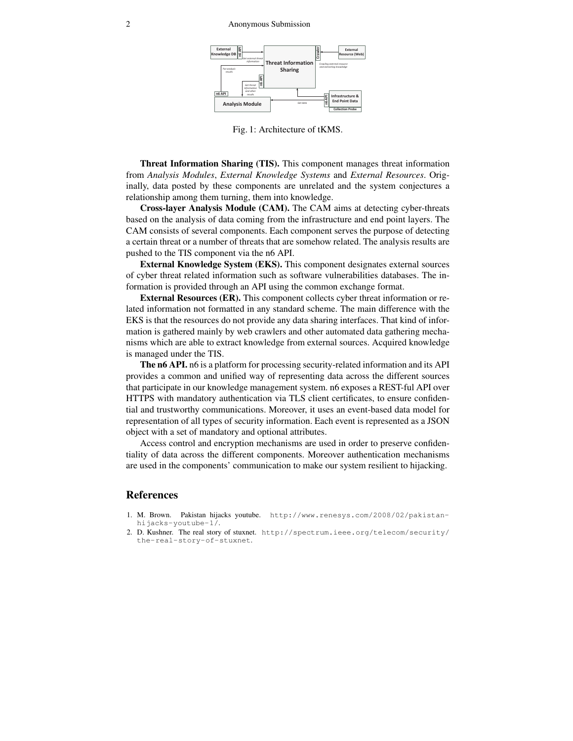External Knowledge DB

n6 API

Get external threat information

Threat Information Sharing

Crawler

External Resource (Web)

Crawling external resource and extracting knowledge

Put analysis results

n6 API

Get threat information and other results

n6 API

Analysis Module

Get data

n6 API

Infrastructure & End Point Data

Collection Probe

Fig. 1: Architecture of tKMS.

**Threat Information Sharing (TIS).** This component manages threat information from *Analysis Modules*, *External Knowledge Systems* and *External Resources*. Originally, data posted by these components are unrelated and the system conjectures a relationship among them turning, them into knowledge.

**Cross-layer Analysis Module (CAM).** The CAM aims at detecting cyber-threats based on the analysis of data coming from the infrastructure and end point layers. The CAM consists of several components. Each component serves the purpose of detecting a certain threat or a number of threats that are somehow related. The analysis results are pushed to the TIS component via the n6 API.

**External Knowledge System (EKS).** This component designates external sources of cyber threat related information such as software vulnerabilities databases. The information is provided through an API using the common exchange format.

**External Resources (ER).** This component collects cyber threat information or related information not formatted in any standard scheme. The main difference with the EKS is that the resources do not provide any data sharing interfaces. That kind of information is gathered mainly by web crawlers and other automated data gathering mechanisms which are able to extract knowledge from external sources. Acquired knowledge is managed under the TIS.

**The n6 API.** n6 is a platform for processing security-related information and its API provides a common and unified way of representing data across the different sources that participate in our knowledge management system. n6 exposes a REST-ful API over HTTPS with mandatory authentication via TLS client certificates, to ensure confidential and trustworthy communications. Moreover, it uses an event-based data model for representation of all types of security information. Each event is represented as a JSON object with a set of mandatory and optional attributes.

Access control and encryption mechanisms are used in order to preserve confidentiality of data across the different components. Moreover authentication mechanisms are used in the components' communication to make our system resilient to hijacking.

## References

1. M. Brown. Pakistan hijacks youtube. http://www.renesys.com/2008/02/pakistan-hijacks-youtube-1/.
2. D. Kushner. The real story of stuxnet. http://spectrum.ieee.org/telecom/security/the-real-story-of-stuxnet.